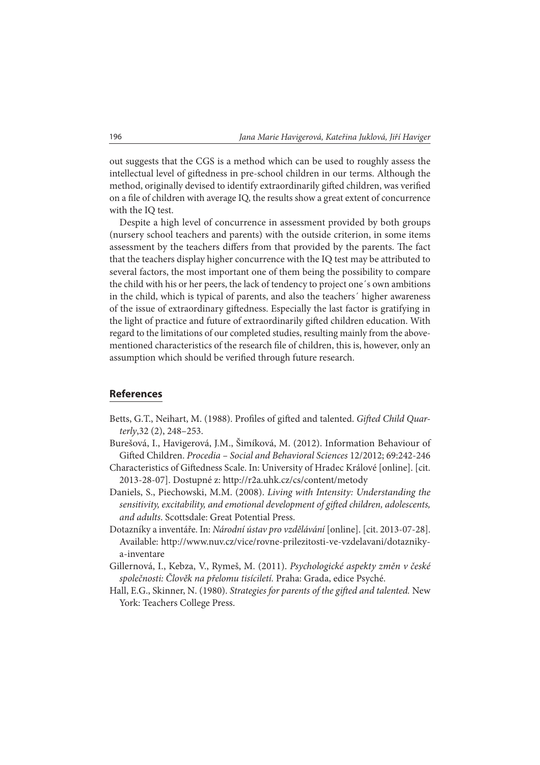out suggests that the CGS is a method which can be used to roughly assess the intellectual level of giftedness in pre-school children in our terms. Although the method, originally devised to identify extraordinarily gifted children, was verified on a file of children with average IQ, the results show a great extent of concurrence with the IQ test.

Despite a high level of concurrence in assessment provided by both groups (nursery school teachers and parents) with the outside criterion, in some items assessment by the teachers differs from that provided by the parents. The fact that the teachers display higher concurrence with the IQ test may be attributed to several factors, the most important one of them being the possibility to compare the child with his or her peers, the lack of tendency to project one´s own ambitions in the child, which is typical of parents, and also the teachers´ higher awareness of the issue of extraordinary giftedness. Especially the last factor is gratifying in the light of practice and future of extraordinarily gifted children education. With regard to the limitations of our completed studies, resulting mainly from the above-mentioned characteristics of the research file of children, this is, however, only an assumption which should be verified through future research.

## References

Betts, G.T., Neihart, M. (1988). Profiles of gifted and talented. *Gifted Child Quarterly*,32 (2), 248–253.

Burešová, I., Havigerová, J.M., Šimíková, M. (2012). Information Behaviour of Gifted Children. *Procedia – Social and Behavioral Sciences* 12/2012; 69:242-246

Characteristics of Giftedness Scale. In: University of Hradec Králové [online]. [cit. 2013-28-07]. Dostupné z: http://r2a.uhk.cz/cs/content/metody

Daniels, S., Piechowski, M.M. (2008). *Living with Intensity: Understanding the sensitivity, excitability, and emotional development of gifted children, adolescents, and adults*. Scottsdale: Great Potential Press.

Dotazníky a inventáře. In: *Národní ústav pro vzdělávání* [online]. [cit. 2013-07-28]. Available: http://www.nuv.cz/vice/rovne-prilezitosti-ve-vzdelavani/dotazniky-a-inventare

Gillernová, I., Kebza, V., Rymeš, M. (2011). *Psychologické aspekty změn v české společnosti: Člověk na přelomu tisíciletí.* Praha: Grada, edice Psyché.

Hall, E.G., Skinner, N. (1980). *Strategies for parents of the gifted and talented.* New York: Teachers College Press.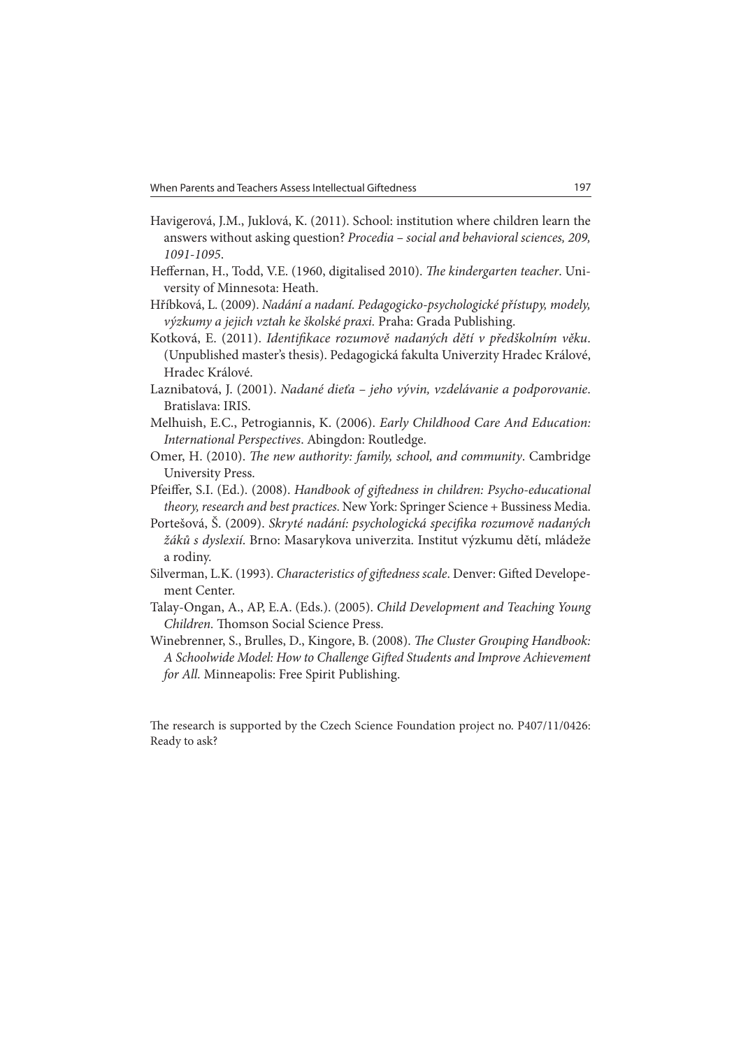Havigerová, J.M., Juklová, K. (2011). School: institution where children learn the answers without asking question? *Procedia – social and behavioral sciences, 209, 1091-1095.*

Heffernan, H., Todd, V.E. (1960, digitalised 2010). *The kindergarten teacher*. University of Minnesota: Heath.

Hříbková, L. (2009). *Nadání a nadaní. Pedagogicko-psychologické přístupy, modely, výzkumy a jejich vztah ke školské praxi.* Praha: Grada Publishing.

Kotková, E. (2011). *Identifikace rozumově nadaných dětí v předškolním věku*. (Unpublished master's thesis). Pedagogická fakulta Univerzity Hradec Králové, Hradec Králové.

Laznibatová, J. (2001). *Nadané dieťa – jeho vývin, vzdelávanie a podporovanie*. Bratislava: IRIS.

Melhuish, E.C., Petrogiannis, K. (2006). *Early Childhood Care And Education: International Perspectives*. Abingdon: Routledge.

Omer, H. (2010). *The new authority: family, school, and community*. Cambridge University Press.

Pfeiffer, S.I. (Ed.). (2008). *Handbook of giftedness in children: Psycho-educational theory, research and best practices*. New York: Springer Science + Bussiness Media.

Portešová, Š. (2009). *Skryté nadání: psychologická specifika rozumově nadaných žáků s dyslexií*. Brno: Masarykova univerzita. Institut výzkumu dětí, mládeže a rodiny.

Silverman, L.K. (1993). *Characteristics of giftedness scale*. Denver: Gifted Developement Center.

Talay-Ongan, A., AP, E.A. (Eds.). (2005). *Child Development and Teaching Young Children.* Thomson Social Science Press.

Winebrenner, S., Brulles, D., Kingore, B. (2008). *The Cluster Grouping Handbook: A Schoolwide Model: How to Challenge Gifted Students and Improve Achievement for All.* Minneapolis: Free Spirit Publishing.

The research is supported by the Czech Science Foundation project no. P407/11/0426: Ready to ask?